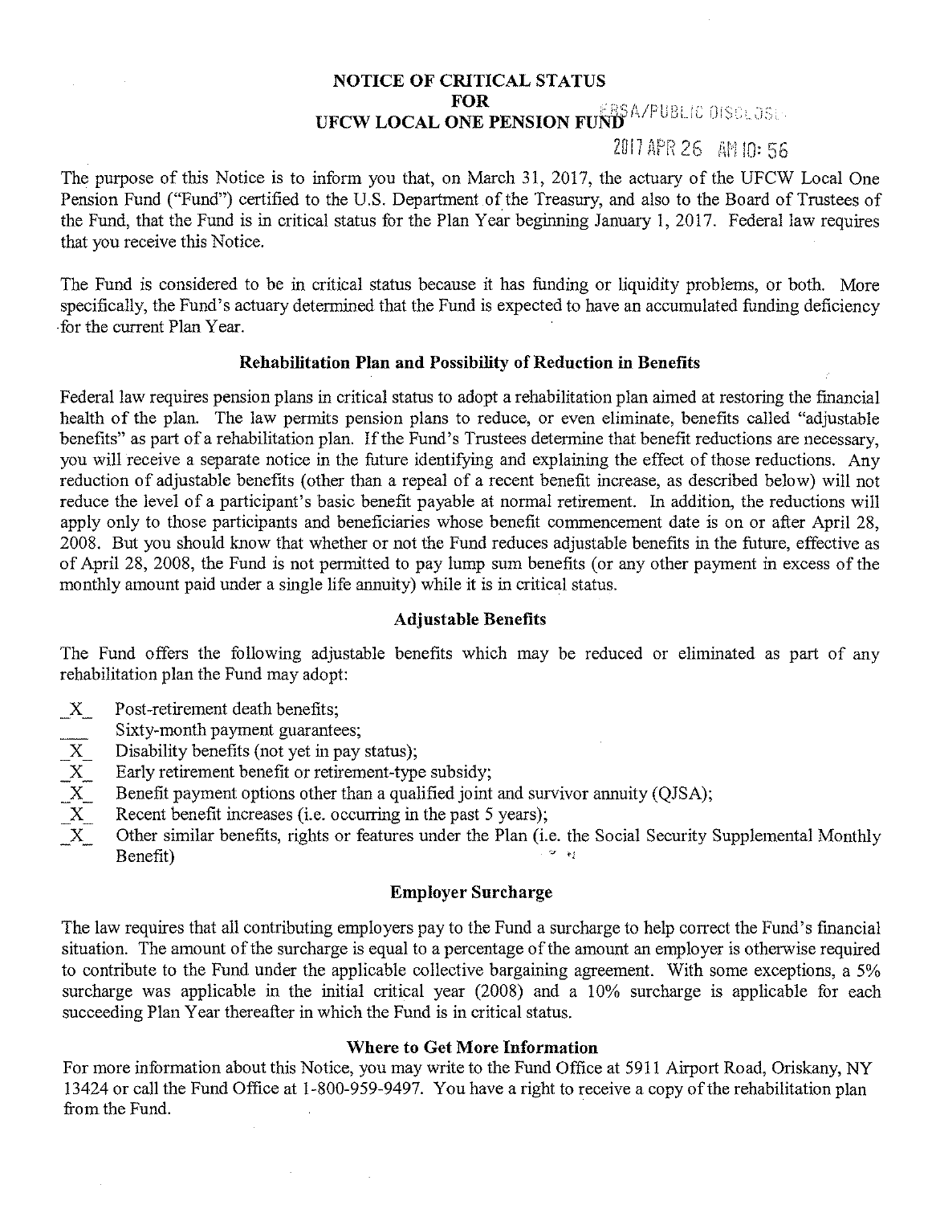# NOTICE OF CRITICAL STATUS
# FOR
# UFCW LOCAL ONE PENSION FUND

EBSA/PUBLIC DISCLOSURE

2017 APR 26 AM 10:56

The purpose of this Notice is to inform you that, on March 31, 2017, the actuary of the UFCW Local One Pension Fund ("Fund") certified to the U.S. Department of the Treasury, and also to the Board of Trustees of the Fund, that the Fund is in critical status for the Plan Year beginning January 1, 2017. Federal law requires that you receive this Notice.

The Fund is considered to be in critical status because it has funding or liquidity problems, or both. More specifically, the Fund's actuary determined that the Fund is expected to have an accumulated funding deficiency for the current Plan Year.

## Rehabilitation Plan and Possibility of Reduction in Benefits

Federal law requires pension plans in critical status to adopt a rehabilitation plan aimed at restoring the financial health of the plan. The law permits pension plans to reduce, or even eliminate, benefits called "adjustable benefits" as part of a rehabilitation plan. If the Fund's Trustees determine that benefit reductions are necessary, you will receive a separate notice in the future identifying and explaining the effect of those reductions. Any reduction of adjustable benefits (other than a repeal of a recent benefit increase, as described below) will not reduce the level of a participant's basic benefit payable at normal retirement. In addition, the reductions will apply only to those participants and beneficiaries whose benefit commencement date is on or after April 28, 2008. But you should know that whether or not the Fund reduces adjustable benefits in the future, effective as of April 28, 2008, the Fund is not permitted to pay lump sum benefits (or any other payment in excess of the monthly amount paid under a single life annuity) while it is in critical status.

## Adjustable Benefits

The Fund offers the following adjustable benefits which may be reduced or eliminated as part of any rehabilitation plan the Fund may adopt:

- _X_ Post-retirement death benefits;
- ___ Sixty-month payment guarantees;
- _X_ Disability benefits (not yet in pay status);
- _X_ Early retirement benefit or retirement-type subsidy;
- _X_ Benefit payment options other than a qualified joint and survivor annuity (QJSA);
- _X_ Recent benefit increases (i.e. occurring in the past 5 years);
- _X_ Other similar benefits, rights or features under the Plan (i.e. the Social Security Supplemental Monthly Benefit)

## Employer Surcharge

The law requires that all contributing employers pay to the Fund a surcharge to help correct the Fund's financial situation. The amount of the surcharge is equal to a percentage of the amount an employer is otherwise required to contribute to the Fund under the applicable collective bargaining agreement. With some exceptions, a 5% surcharge was applicable in the initial critical year (2008) and a 10% surcharge is applicable for each succeeding Plan Year thereafter in which the Fund is in critical status.

## Where to Get More Information

For more information about this Notice, you may write to the Fund Office at 5911 Airport Road, Oriskany, NY 13424 or call the Fund Office at 1-800-959-9497. You have a right to receive a copy of the rehabilitation plan from the Fund.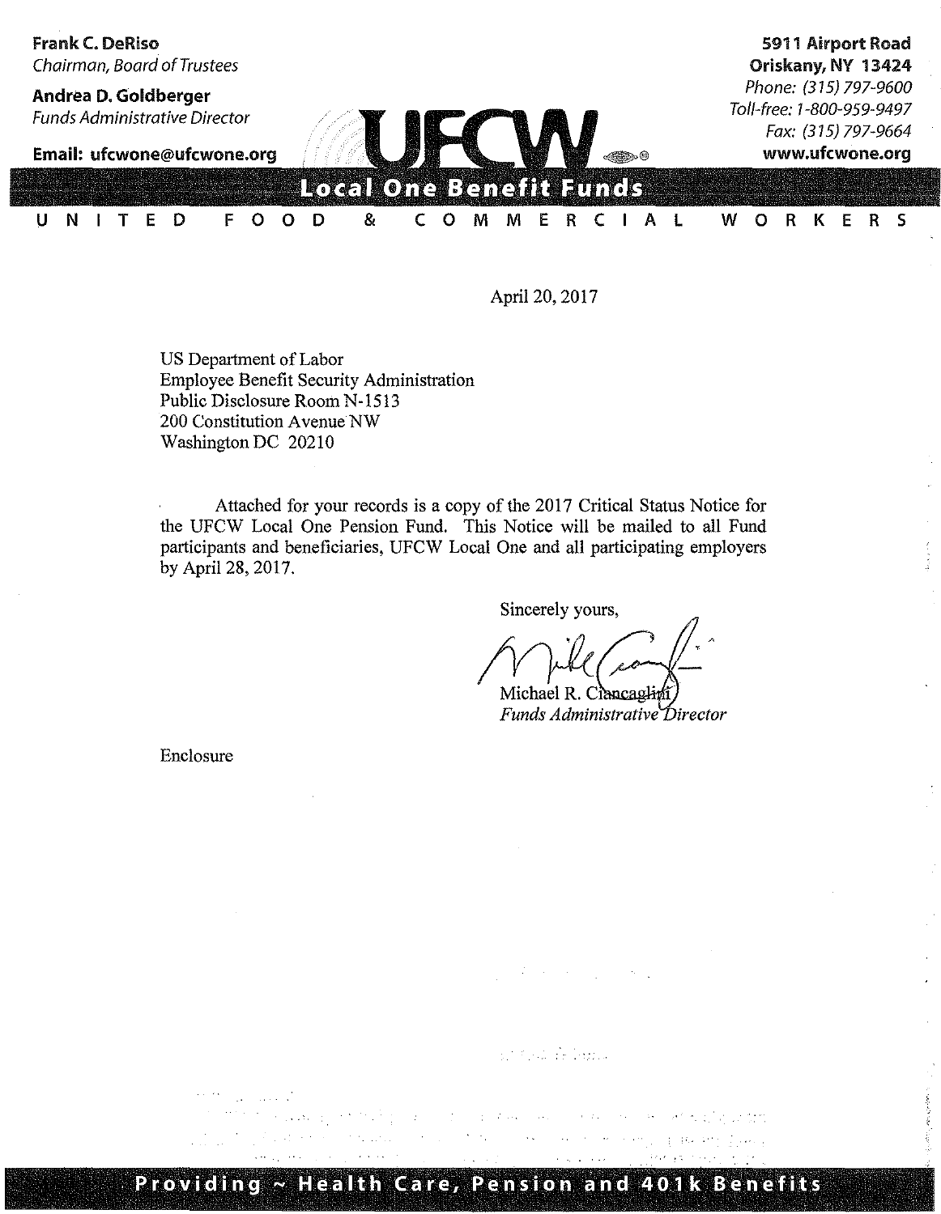**Frank C. DeRiso**
*Chairman, Board of Trustees*

**Andrea D. Goldberger**
*Funds Administrative Director*

**Email: ufcwone@ufcwone.org**

**5911 Airport Road**
**Oriskany, NY 13424**
*Phone: (315) 797-9600*
*Toll-free: 1-800-959-9497*
*Fax: (315) 797-9664*
**www.ufcwone.org**

**UFCW**

**Local One Benefit Funds**

**UNITED FOOD & COMMERCIAL WORKERS**

April 20, 2017

US Department of Labor
Employee Benefit Security Administration
Public Disclosure Room N-1513
200 Constitution Avenue NW
Washington DC 20210

Attached for your records is a copy of the 2017 Critical Status Notice for the UFCW Local One Pension Fund. This Notice will be mailed to all Fund participants and beneficiaries, UFCW Local One and all participating employers by April 28, 2017.

Sincerely yours,

Michael R. Ciancaglini
*Funds Administrative Director*

Enclosure

**Providing ~ Health Care, Pension and 401k Benefits**